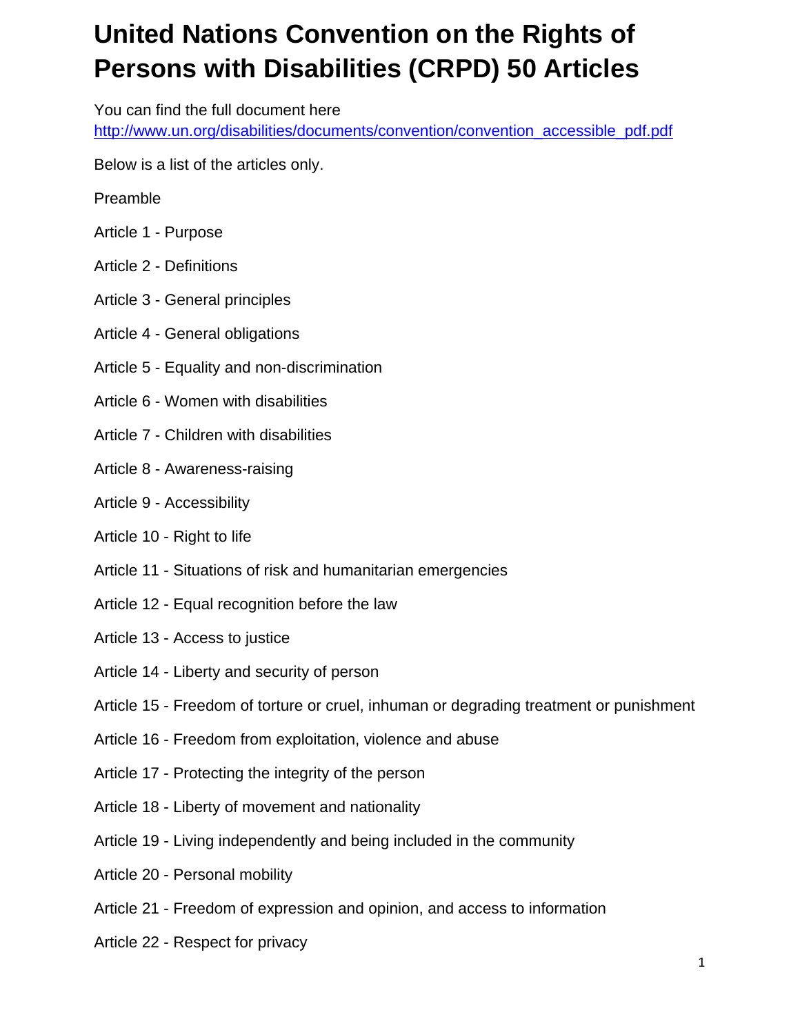# United Nations Convention on the Rights of Persons with Disabilities (CRPD) 50 Articles

You can find the full document here
[http://www.un.org/disabilities/documents/convention/convention_accessible_pdf.pdf](http://www.un.org/disabilities/documents/convention/convention_accessible_pdf.pdf)

Below is a list of the articles only.

Preamble

Article 1 - Purpose

Article 2 - Definitions

Article 3 - General principles

Article 4 - General obligations

Article 5 - Equality and non-discrimination

Article 6 - Women with disabilities

Article 7 - Children with disabilities

Article 8 - Awareness-raising

Article 9 - Accessibility

Article 10 - Right to life

Article 11 - Situations of risk and humanitarian emergencies

Article 12 - Equal recognition before the law

Article 13 - Access to justice

Article 14 - Liberty and security of person

Article 15 - Freedom of torture or cruel, inhuman or degrading treatment or punishment

Article 16 - Freedom from exploitation, violence and abuse

Article 17 - Protecting the integrity of the person

Article 18 - Liberty of movement and nationality

Article 19 - Living independently and being included in the community

Article 20 - Personal mobility

Article 21 - Freedom of expression and opinion, and access to information

Article 22 - Respect for privacy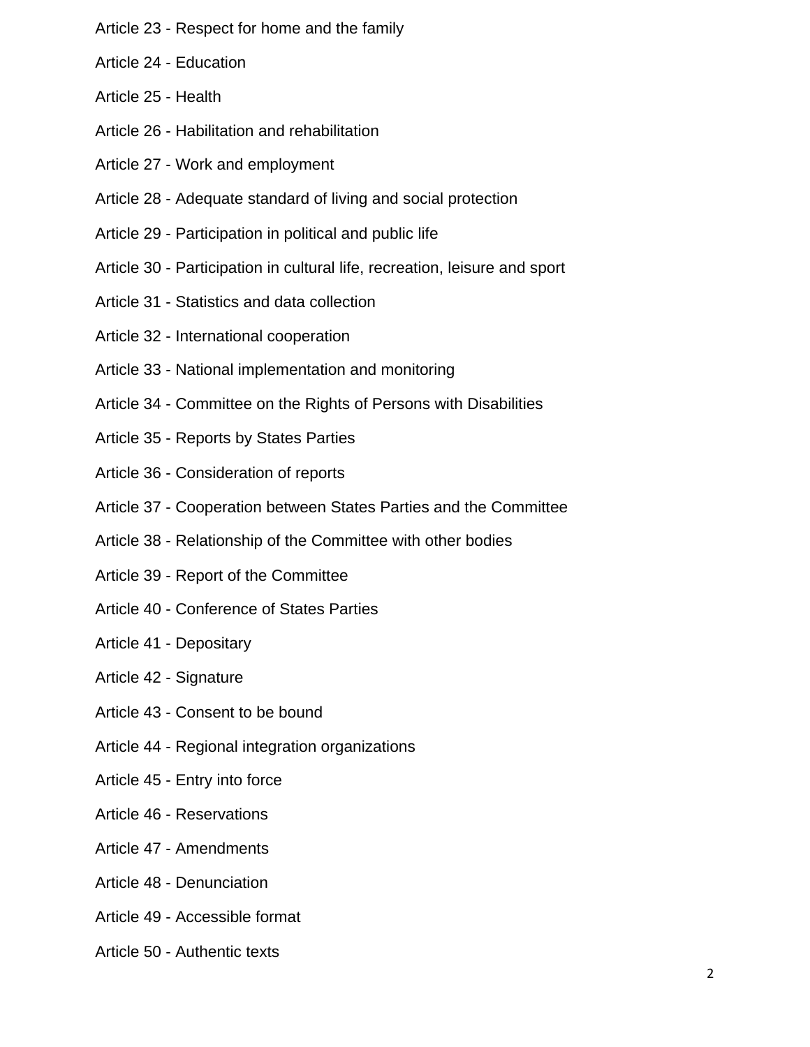Article 23 - Respect for home and the family

Article 24 - Education

Article 25 - Health

Article 26 - Habilitation and rehabilitation

Article 27 - Work and employment

Article 28 - Adequate standard of living and social protection

Article 29 - Participation in political and public life

Article 30 - Participation in cultural life, recreation, leisure and sport

Article 31 - Statistics and data collection

Article 32 - International cooperation

Article 33 - National implementation and monitoring

Article 34 - Committee on the Rights of Persons with Disabilities

Article 35 - Reports by States Parties

Article 36 - Consideration of reports

Article 37 - Cooperation between States Parties and the Committee

Article 38 - Relationship of the Committee with other bodies

Article 39 - Report of the Committee

Article 40 - Conference of States Parties

Article 41 - Depositary

Article 42 - Signature

Article 43 - Consent to be bound

Article 44 - Regional integration organizations

Article 45 - Entry into force

Article 46 - Reservations

Article 47 - Amendments

Article 48 - Denunciation

Article 49 - Accessible format

Article 50 - Authentic texts